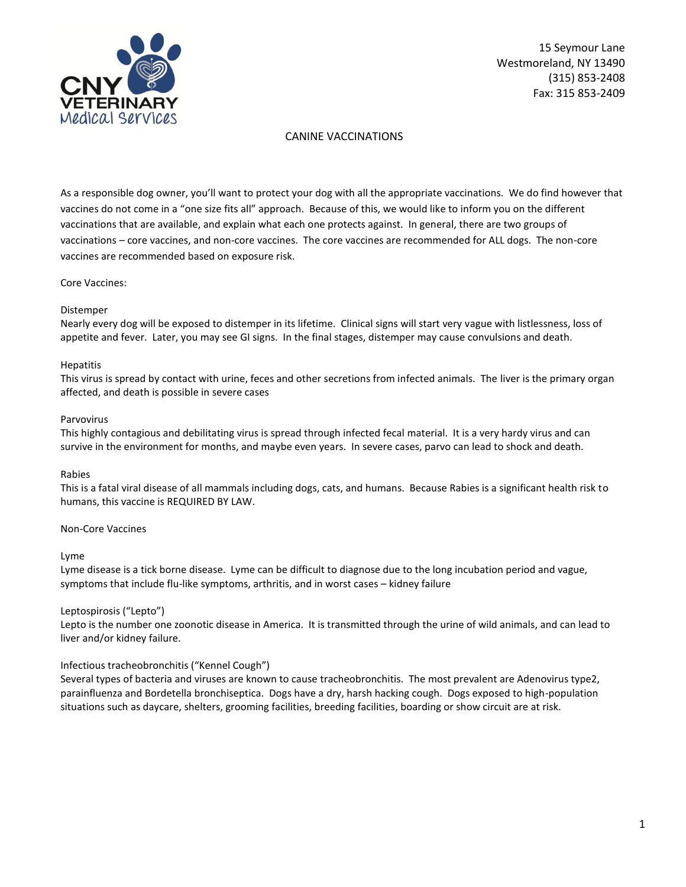CNY VETERINARY Medical Services

15 Seymour Lane
Westmoreland, NY 13490
(315) 853-2408
Fax: 315 853-2409

# CANINE VACCINATIONS

As a responsible dog owner, you'll want to protect your dog with all the appropriate vaccinations. We do find however that vaccines do not come in a "one size fits all" approach. Because of this, we would like to inform you on the different vaccinations that are available, and explain what each one protects against. In general, there are two groups of vaccinations – core vaccines, and non-core vaccines. The core vaccines are recommended for ALL dogs. The non-core vaccines are recommended based on exposure risk.

## Core Vaccines:

### Distemper

Nearly every dog will be exposed to distemper in its lifetime. Clinical signs will start very vague with listlessness, loss of appetite and fever. Later, you may see GI signs. In the final stages, distemper may cause convulsions and death.

### Hepatitis

This virus is spread by contact with urine, feces and other secretions from infected animals. The liver is the primary organ affected, and death is possible in severe cases

### Parvovirus

This highly contagious and debilitating virus is spread through infected fecal material. It is a very hardy virus and can survive in the environment for months, and maybe even years. In severe cases, parvo can lead to shock and death.

### Rabies

This is a fatal viral disease of all mammals including dogs, cats, and humans. Because Rabies is a significant health risk to humans, this vaccine is REQUIRED BY LAW.

## Non-Core Vaccines

### Lyme

Lyme disease is a tick borne disease. Lyme can be difficult to diagnose due to the long incubation period and vague, symptoms that include flu-like symptoms, arthritis, and in worst cases – kidney failure

### Leptospirosis ("Lepto")

Lepto is the number one zoonotic disease in America. It is transmitted through the urine of wild animals, and can lead to liver and/or kidney failure.

### Infectious tracheobronchitis ("Kennel Cough")

Several types of bacteria and viruses are known to cause tracheobronchitis. The most prevalent are Adenovirus type2, parainfluenza and Bordetella bronchiseptica. Dogs have a dry, harsh hacking cough. Dogs exposed to high-population situations such as daycare, shelters, grooming facilities, breeding facilities, boarding or show circuit are at risk.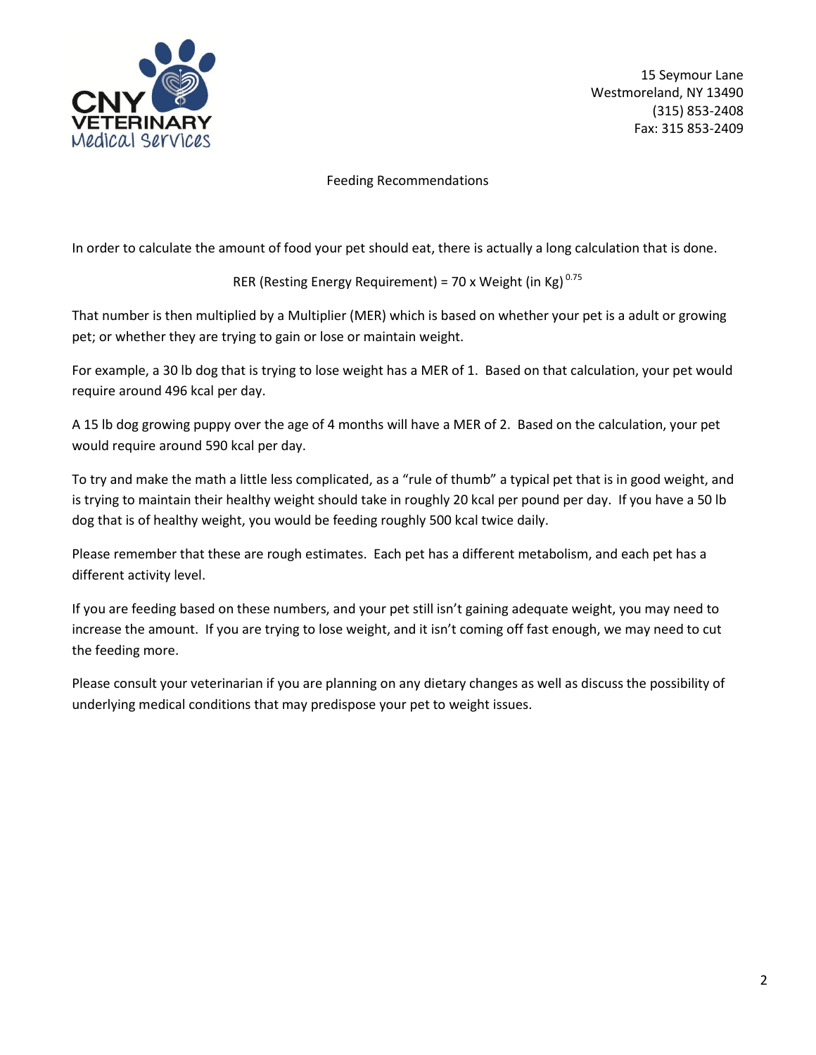CNY VETERINARY Medical Services

15 Seymour Lane
Westmoreland, NY 13490
(315) 853-2408
Fax: 315 853-2409

## Feeding Recommendations

In order to calculate the amount of food your pet should eat, there is actually a long calculation that is done.

$$\text{RER (Resting Energy Requirement)} = 70 \times \text{Weight (in Kg)}^{0.75}$$

That number is then multiplied by a Multiplier (MER) which is based on whether your pet is a adult or growing pet; or whether they are trying to gain or lose or maintain weight.

For example, a 30 lb dog that is trying to lose weight has a MER of 1. Based on that calculation, your pet would require around 496 kcal per day.

A 15 lb dog growing puppy over the age of 4 months will have a MER of 2. Based on the calculation, your pet would require around 590 kcal per day.

To try and make the math a little less complicated, as a "rule of thumb" a typical pet that is in good weight, and is trying to maintain their healthy weight should take in roughly 20 kcal per pound per day. If you have a 50 lb dog that is of healthy weight, you would be feeding roughly 500 kcal twice daily.

Please remember that these are rough estimates. Each pet has a different metabolism, and each pet has a different activity level.

If you are feeding based on these numbers, and your pet still isn't gaining adequate weight, you may need to increase the amount. If you are trying to lose weight, and it isn't coming off fast enough, we may need to cut the feeding more.

Please consult your veterinarian if you are planning on any dietary changes as well as discuss the possibility of underlying medical conditions that may predispose your pet to weight issues.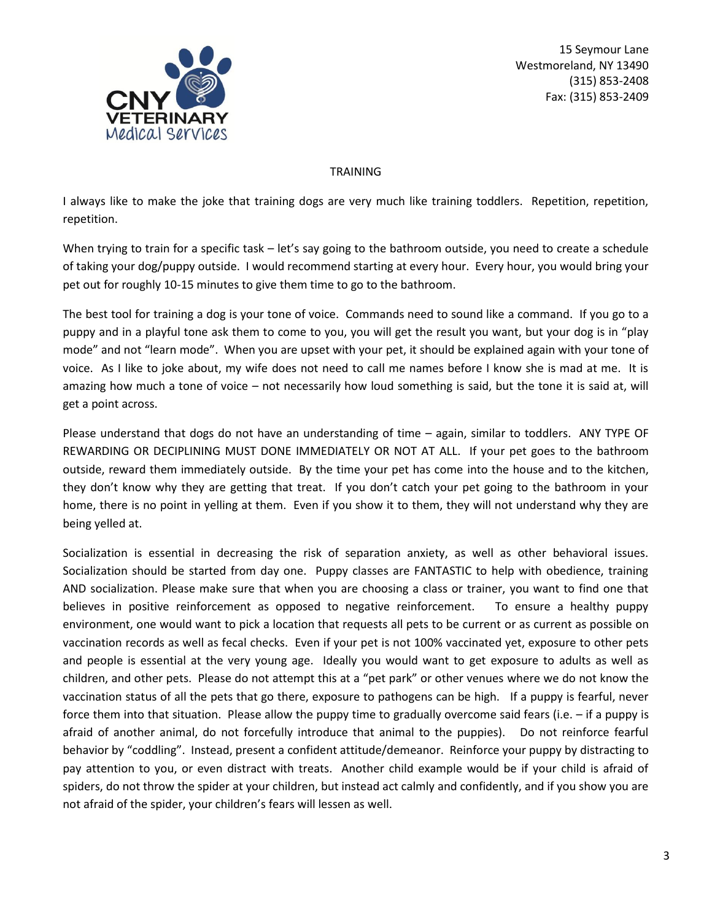CNY VETERINARY Medical Services

15 Seymour Lane
Westmoreland, NY 13490
(315) 853-2408
Fax: (315) 853-2409

## TRAINING

I always like to make the joke that training dogs are very much like training toddlers. Repetition, repetition, repetition.

When trying to train for a specific task – let's say going to the bathroom outside, you need to create a schedule of taking your dog/puppy outside. I would recommend starting at every hour. Every hour, you would bring your pet out for roughly 10-15 minutes to give them time to go to the bathroom.

The best tool for training a dog is your tone of voice. Commands need to sound like a command. If you go to a puppy and in a playful tone ask them to come to you, you will get the result you want, but your dog is in "play mode" and not "learn mode". When you are upset with your pet, it should be explained again with your tone of voice. As I like to joke about, my wife does not need to call me names before I know she is mad at me. It is amazing how much a tone of voice – not necessarily how loud something is said, but the tone it is said at, will get a point across.

Please understand that dogs do not have an understanding of time – again, similar to toddlers. ANY TYPE OF REWARDING OR DECIPLINING MUST DONE IMMEDIATELY OR NOT AT ALL. If your pet goes to the bathroom outside, reward them immediately outside. By the time your pet has come into the house and to the kitchen, they don't know why they are getting that treat. If you don't catch your pet going to the bathroom in your home, there is no point in yelling at them. Even if you show it to them, they will not understand why they are being yelled at.

Socialization is essential in decreasing the risk of separation anxiety, as well as other behavioral issues. Socialization should be started from day one. Puppy classes are FANTASTIC to help with obedience, training AND socialization. Please make sure that when you are choosing a class or trainer, you want to find one that believes in positive reinforcement as opposed to negative reinforcement. To ensure a healthy puppy environment, one would want to pick a location that requests all pets to be current or as current as possible on vaccination records as well as fecal checks. Even if your pet is not 100% vaccinated yet, exposure to other pets and people is essential at the very young age. Ideally you would want to get exposure to adults as well as children, and other pets. Please do not attempt this at a "pet park" or other venues where we do not know the vaccination status of all the pets that go there, exposure to pathogens can be high. If a puppy is fearful, never force them into that situation. Please allow the puppy time to gradually overcome said fears (i.e. – if a puppy is afraid of another animal, do not forcefully introduce that animal to the puppies). Do not reinforce fearful behavior by "coddling". Instead, present a confident attitude/demeanor. Reinforce your puppy by distracting to pay attention to you, or even distract with treats. Another child example would be if your child is afraid of spiders, do not throw the spider at your children, but instead act calmly and confidently, and if you show you are not afraid of the spider, your children's fears will lessen as well.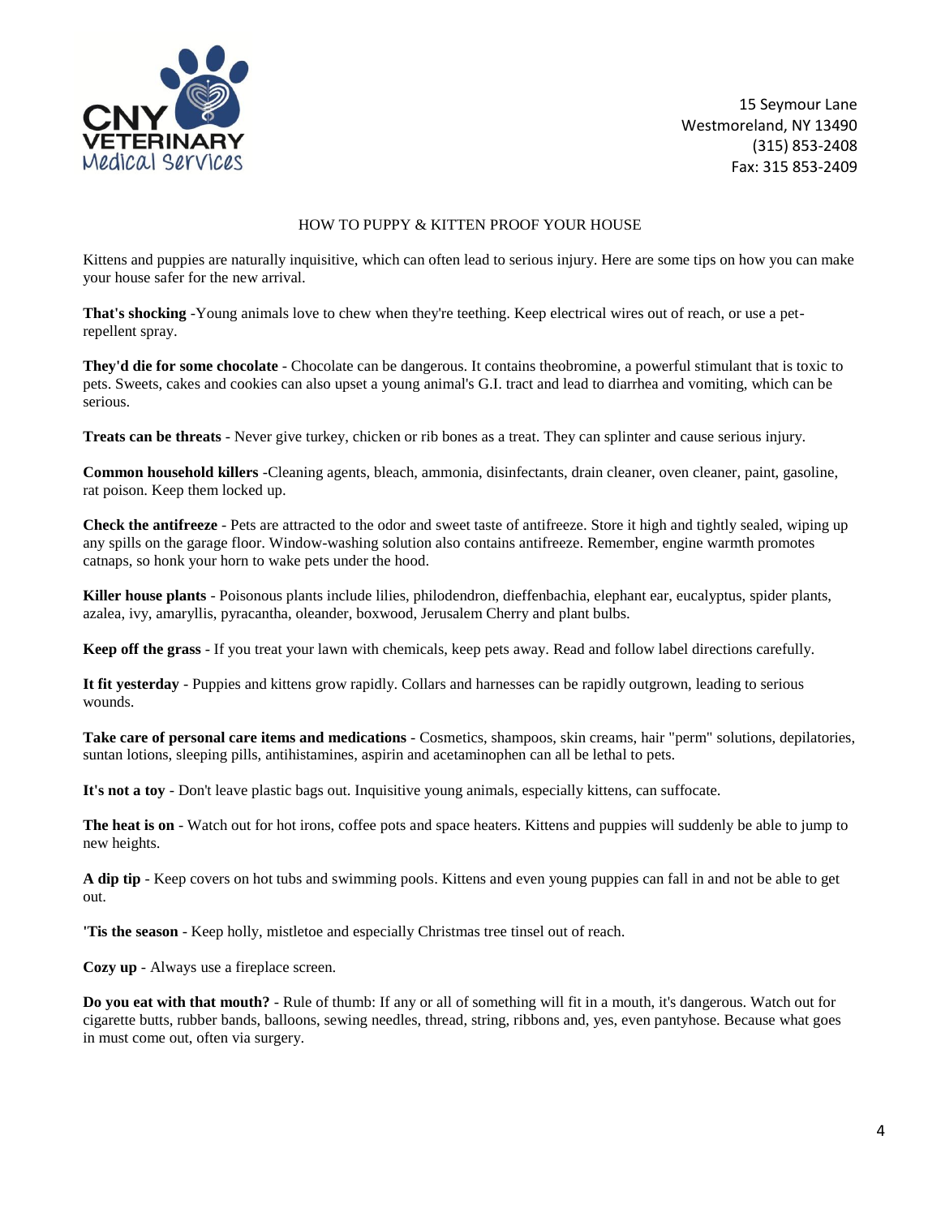15 Seymour Lane
Westmoreland, NY 13490
(315) 853-2408
Fax: 315 853-2409

## HOW TO PUPPY & KITTEN PROOF YOUR HOUSE

Kittens and puppies are naturally inquisitive, which can often lead to serious injury. Here are some tips on how you can make your house safer for the new arrival.

**That's shocking** -Young animals love to chew when they're teething. Keep electrical wires out of reach, or use a pet-repellent spray.

**They'd die for some chocolate** - Chocolate can be dangerous. It contains theobromine, a powerful stimulant that is toxic to pets. Sweets, cakes and cookies can also upset a young animal's G.I. tract and lead to diarrhea and vomiting, which can be serious.

**Treats can be threats** - Never give turkey, chicken or rib bones as a treat. They can splinter and cause serious injury.

**Common household killers** -Cleaning agents, bleach, ammonia, disinfectants, drain cleaner, oven cleaner, paint, gasoline, rat poison. Keep them locked up.

**Check the antifreeze** - Pets are attracted to the odor and sweet taste of antifreeze. Store it high and tightly sealed, wiping up any spills on the garage floor. Window-washing solution also contains antifreeze. Remember, engine warmth promotes catnaps, so honk your horn to wake pets under the hood.

**Killer house plants** - Poisonous plants include lilies, philodendron, dieffenbachia, elephant ear, eucalyptus, spider plants, azalea, ivy, amaryllis, pyracantha, oleander, boxwood, Jerusalem Cherry and plant bulbs.

**Keep off the grass** - If you treat your lawn with chemicals, keep pets away. Read and follow label directions carefully.

**It fit yesterday** - Puppies and kittens grow rapidly. Collars and harnesses can be rapidly outgrown, leading to serious wounds.

**Take care of personal care items and medications** - Cosmetics, shampoos, skin creams, hair "perm" solutions, depilatories, suntan lotions, sleeping pills, antihistamines, aspirin and acetaminophen can all be lethal to pets.

**It's not a toy** - Don't leave plastic bags out. Inquisitive young animals, especially kittens, can suffocate.

**The heat is on** - Watch out for hot irons, coffee pots and space heaters. Kittens and puppies will suddenly be able to jump to new heights.

**A dip tip** - Keep covers on hot tubs and swimming pools. Kittens and even young puppies can fall in and not be able to get out.

**'Tis the season** - Keep holly, mistletoe and especially Christmas tree tinsel out of reach.

**Cozy up** - Always use a fireplace screen.

**Do you eat with that mouth?** - Rule of thumb: If any or all of something will fit in a mouth, it's dangerous. Watch out for cigarette butts, rubber bands, balloons, sewing needles, thread, string, ribbons and, yes, even pantyhose. Because what goes in must come out, often via surgery.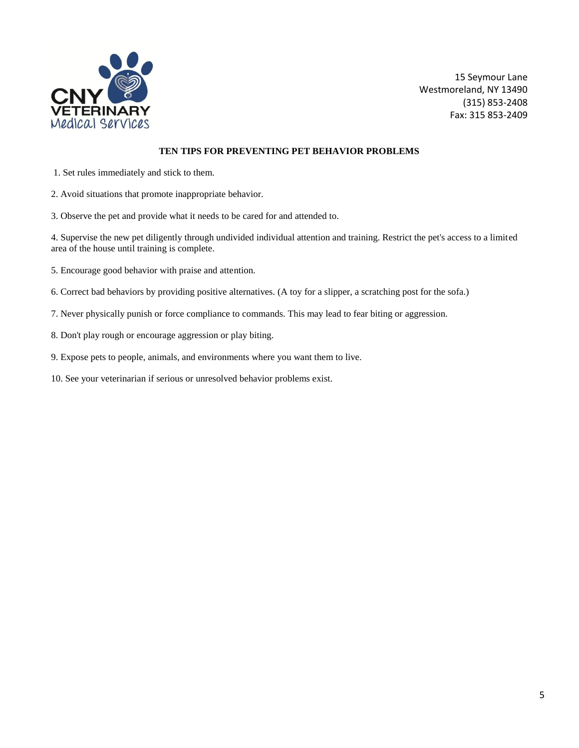CNY VETERINARY Medical Services

15 Seymour Lane
Westmoreland, NY 13490
(315) 853-2408
Fax: 315 853-2409

## TEN TIPS FOR PREVENTING PET BEHAVIOR PROBLEMS

1. Set rules immediately and stick to them.
2. Avoid situations that promote inappropriate behavior.
3. Observe the pet and provide what it needs to be cared for and attended to.
4. Supervise the new pet diligently through undivided individual attention and training. Restrict the pet's access to a limited area of the house until training is complete.
5. Encourage good behavior with praise and attention.
6. Correct bad behaviors by providing positive alternatives. (A toy for a slipper, a scratching post for the sofa.)
7. Never physically punish or force compliance to commands. This may lead to fear biting or aggression.
8. Don't play rough or encourage aggression or play biting.
9. Expose pets to people, animals, and environments where you want them to live.
10. See your veterinarian if serious or unresolved behavior problems exist.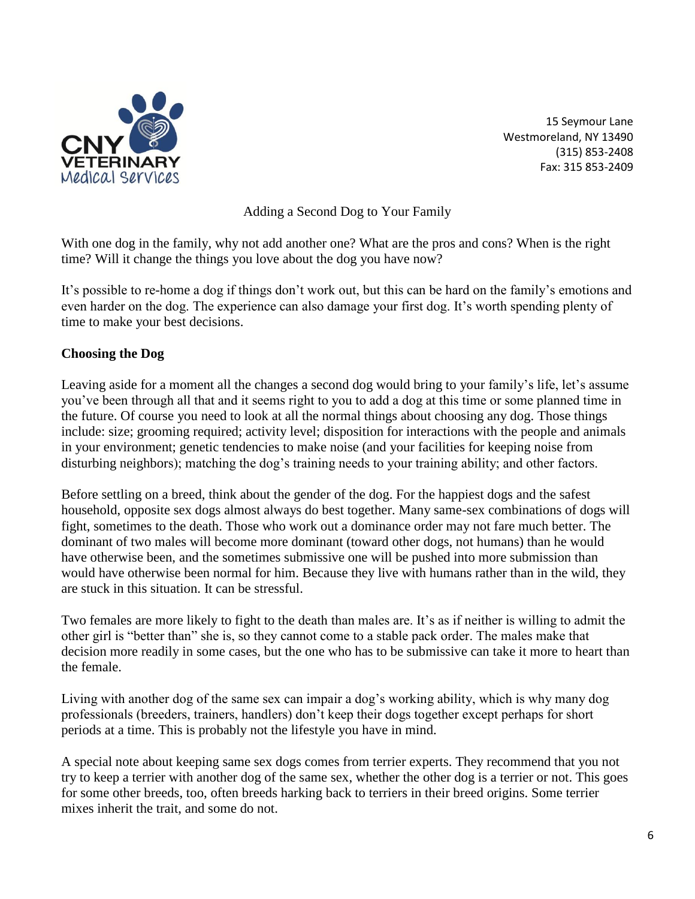CNY VETERINARY Medical Services

15 Seymour Lane
Westmoreland, NY 13490
(315) 853-2408
Fax: 315 853-2409

# Adding a Second Dog to Your Family

With one dog in the family, why not add another one? What are the pros and cons? When is the right time? Will it change the things you love about the dog you have now?

It's possible to re-home a dog if things don't work out, but this can be hard on the family's emotions and even harder on the dog. The experience can also damage your first dog. It's worth spending plenty of time to make your best decisions.

## Choosing the Dog

Leaving aside for a moment all the changes a second dog would bring to your family's life, let's assume you've been through all that and it seems right to you to add a dog at this time or some planned time in the future. Of course you need to look at all the normal things about choosing any dog. Those things include: size; grooming required; activity level; disposition for interactions with the people and animals in your environment; genetic tendencies to make noise (and your facilities for keeping noise from disturbing neighbors); matching the dog's training needs to your training ability; and other factors.

Before settling on a breed, think about the gender of the dog. For the happiest dogs and the safest household, opposite sex dogs almost always do best together. Many same-sex combinations of dogs will fight, sometimes to the death. Those who work out a dominance order may not fare much better. The dominant of two males will become more dominant (toward other dogs, not humans) than he would have otherwise been, and the sometimes submissive one will be pushed into more submission than would have otherwise been normal for him. Because they live with humans rather than in the wild, they are stuck in this situation. It can be stressful.

Two females are more likely to fight to the death than males are. It's as if neither is willing to admit the other girl is "better than" she is, so they cannot come to a stable pack order. The males make that decision more readily in some cases, but the one who has to be submissive can take it more to heart than the female.

Living with another dog of the same sex can impair a dog's working ability, which is why many dog professionals (breeders, trainers, handlers) don't keep their dogs together except perhaps for short periods at a time. This is probably not the lifestyle you have in mind.

A special note about keeping same sex dogs comes from terrier experts. They recommend that you not try to keep a terrier with another dog of the same sex, whether the other dog is a terrier or not. This goes for some other breeds, too, often breeds harking back to terriers in their breed origins. Some terrier mixes inherit the trait, and some do not.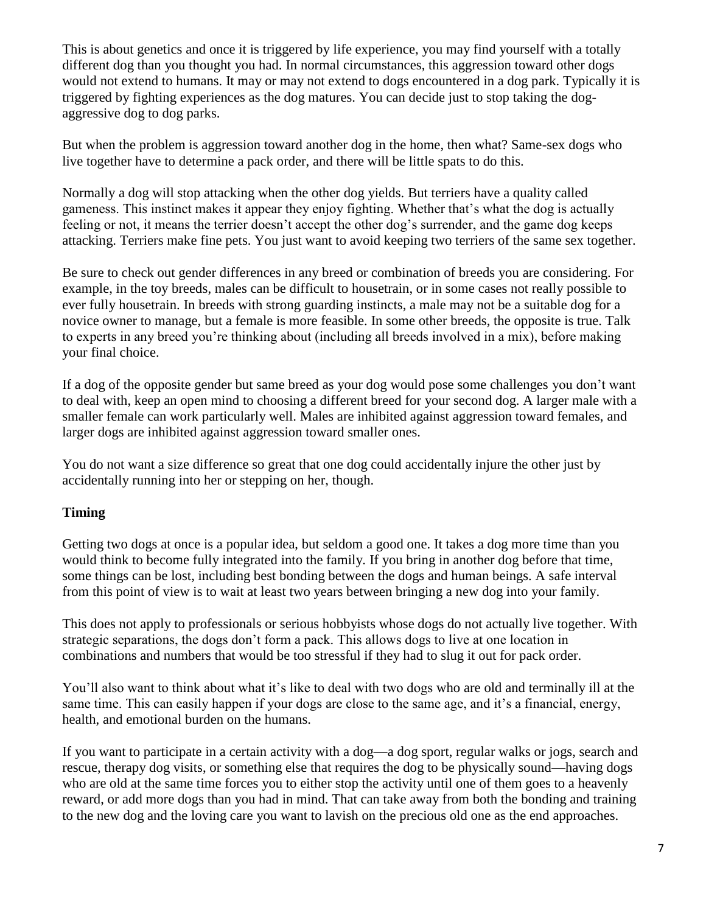This is about genetics and once it is triggered by life experience, you may find yourself with a totally different dog than you thought you had. In normal circumstances, this aggression toward other dogs would not extend to humans. It may or may not extend to dogs encountered in a dog park. Typically it is triggered by fighting experiences as the dog matures. You can decide just to stop taking the dog-aggressive dog to dog parks.

But when the problem is aggression toward another dog in the home, then what? Same-sex dogs who live together have to determine a pack order, and there will be little spats to do this.

Normally a dog will stop attacking when the other dog yields. But terriers have a quality called gameness. This instinct makes it appear they enjoy fighting. Whether that's what the dog is actually feeling or not, it means the terrier doesn't accept the other dog's surrender, and the game dog keeps attacking. Terriers make fine pets. You just want to avoid keeping two terriers of the same sex together.

Be sure to check out gender differences in any breed or combination of breeds you are considering. For example, in the toy breeds, males can be difficult to housetrain, or in some cases not really possible to ever fully housetrain. In breeds with strong guarding instincts, a male may not be a suitable dog for a novice owner to manage, but a female is more feasible. In some other breeds, the opposite is true. Talk to experts in any breed you're thinking about (including all breeds involved in a mix), before making your final choice.

If a dog of the opposite gender but same breed as your dog would pose some challenges you don't want to deal with, keep an open mind to choosing a different breed for your second dog. A larger male with a smaller female can work particularly well. Males are inhibited against aggression toward females, and larger dogs are inhibited against aggression toward smaller ones.

You do not want a size difference so great that one dog could accidentally injure the other just by accidentally running into her or stepping on her, though.

### Timing

Getting two dogs at once is a popular idea, but seldom a good one. It takes a dog more time than you would think to become fully integrated into the family. If you bring in another dog before that time, some things can be lost, including best bonding between the dogs and human beings. A safe interval from this point of view is to wait at least two years between bringing a new dog into your family.

This does not apply to professionals or serious hobbyists whose dogs do not actually live together. With strategic separations, the dogs don't form a pack. This allows dogs to live at one location in combinations and numbers that would be too stressful if they had to slug it out for pack order.

You'll also want to think about what it's like to deal with two dogs who are old and terminally ill at the same time. This can easily happen if your dogs are close to the same age, and it's a financial, energy, health, and emotional burden on the humans.

If you want to participate in a certain activity with a dog—a dog sport, regular walks or jogs, search and rescue, therapy dog visits, or something else that requires the dog to be physically sound—having dogs who are old at the same time forces you to either stop the activity until one of them goes to a heavenly reward, or add more dogs than you had in mind. That can take away from both the bonding and training to the new dog and the loving care you want to lavish on the precious old one as the end approaches.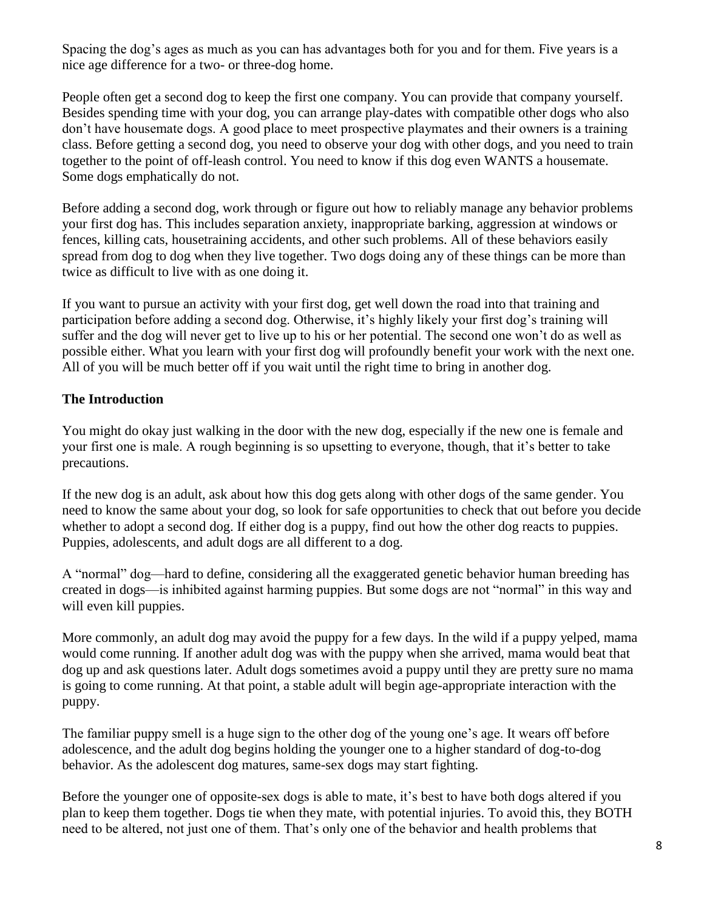Spacing the dog's ages as much as you can has advantages both for you and for them. Five years is a nice age difference for a two- or three-dog home.

People often get a second dog to keep the first one company. You can provide that company yourself. Besides spending time with your dog, you can arrange play-dates with compatible other dogs who also don't have housemate dogs. A good place to meet prospective playmates and their owners is a training class. Before getting a second dog, you need to observe your dog with other dogs, and you need to train together to the point of off-leash control. You need to know if this dog even WANTS a housemate. Some dogs emphatically do not.

Before adding a second dog, work through or figure out how to reliably manage any behavior problems your first dog has. This includes separation anxiety, inappropriate barking, aggression at windows or fences, killing cats, housetraining accidents, and other such problems. All of these behaviors easily spread from dog to dog when they live together. Two dogs doing any of these things can be more than twice as difficult to live with as one doing it.

If you want to pursue an activity with your first dog, get well down the road into that training and participation before adding a second dog. Otherwise, it's highly likely your first dog's training will suffer and the dog will never get to live up to his or her potential. The second one won't do as well as possible either. What you learn with your first dog will profoundly benefit your work with the next one. All of you will be much better off if you wait until the right time to bring in another dog.

**The Introduction**

You might do okay just walking in the door with the new dog, especially if the new one is female and your first one is male. A rough beginning is so upsetting to everyone, though, that it's better to take precautions.

If the new dog is an adult, ask about how this dog gets along with other dogs of the same gender. You need to know the same about your dog, so look for safe opportunities to check that out before you decide whether to adopt a second dog. If either dog is a puppy, find out how the other dog reacts to puppies. Puppies, adolescents, and adult dogs are all different to a dog.

A "normal" dog—hard to define, considering all the exaggerated genetic behavior human breeding has created in dogs—is inhibited against harming puppies. But some dogs are not "normal" in this way and will even kill puppies.

More commonly, an adult dog may avoid the puppy for a few days. In the wild if a puppy yelped, mama would come running. If another adult dog was with the puppy when she arrived, mama would beat that dog up and ask questions later. Adult dogs sometimes avoid a puppy until they are pretty sure no mama is going to come running. At that point, a stable adult will begin age-appropriate interaction with the puppy.

The familiar puppy smell is a huge sign to the other dog of the young one's age. It wears off before adolescence, and the adult dog begins holding the younger one to a higher standard of dog-to-dog behavior. As the adolescent dog matures, same-sex dogs may start fighting.

Before the younger one of opposite-sex dogs is able to mate, it's best to have both dogs altered if you plan to keep them together. Dogs tie when they mate, with potential injuries. To avoid this, they BOTH need to be altered, not just one of them. That's only one of the behavior and health problems that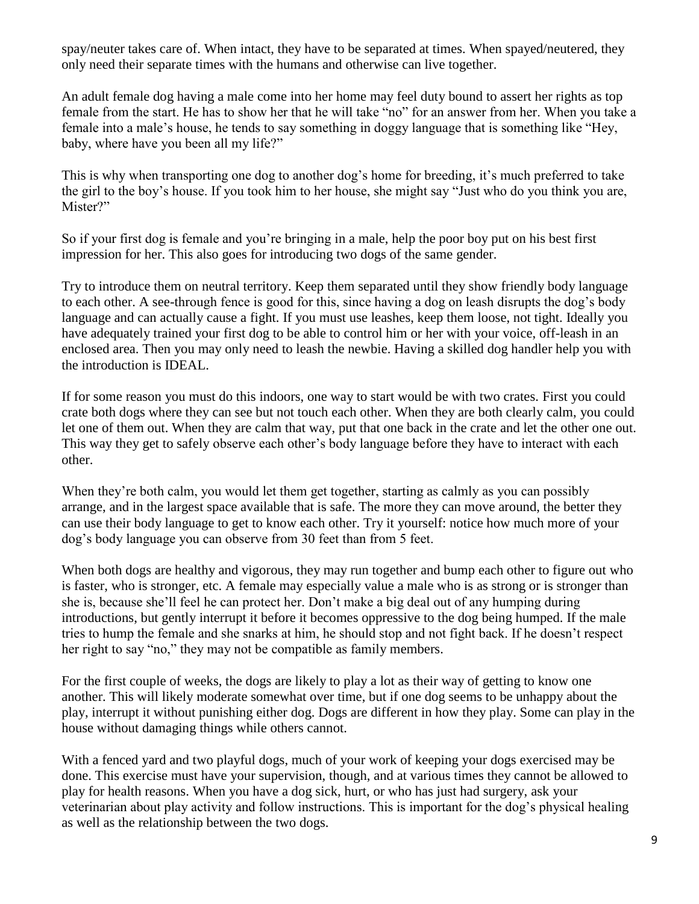spay/neuter takes care of. When intact, they have to be separated at times. When spayed/neutered, they only need their separate times with the humans and otherwise can live together.

An adult female dog having a male come into her home may feel duty bound to assert her rights as top female from the start. He has to show her that he will take "no" for an answer from her. When you take a female into a male's house, he tends to say something in doggy language that is something like "Hey, baby, where have you been all my life?"

This is why when transporting one dog to another dog's home for breeding, it's much preferred to take the girl to the boy's house. If you took him to her house, she might say "Just who do you think you are, Mister?"

So if your first dog is female and you're bringing in a male, help the poor boy put on his best first impression for her. This also goes for introducing two dogs of the same gender.

Try to introduce them on neutral territory. Keep them separated until they show friendly body language to each other. A see-through fence is good for this, since having a dog on leash disrupts the dog's body language and can actually cause a fight. If you must use leashes, keep them loose, not tight. Ideally you have adequately trained your first dog to be able to control him or her with your voice, off-leash in an enclosed area. Then you may only need to leash the newbie. Having a skilled dog handler help you with the introduction is IDEAL.

If for some reason you must do this indoors, one way to start would be with two crates. First you could crate both dogs where they can see but not touch each other. When they are both clearly calm, you could let one of them out. When they are calm that way, put that one back in the crate and let the other one out. This way they get to safely observe each other's body language before they have to interact with each other.

When they're both calm, you would let them get together, starting as calmly as you can possibly arrange, and in the largest space available that is safe. The more they can move around, the better they can use their body language to get to know each other. Try it yourself: notice how much more of your dog's body language you can observe from 30 feet than from 5 feet.

When both dogs are healthy and vigorous, they may run together and bump each other to figure out who is faster, who is stronger, etc. A female may especially value a male who is as strong or is stronger than she is, because she'll feel he can protect her. Don't make a big deal out of any humping during introductions, but gently interrupt it before it becomes oppressive to the dog being humped. If the male tries to hump the female and she snarks at him, he should stop and not fight back. If he doesn't respect her right to say "no," they may not be compatible as family members.

For the first couple of weeks, the dogs are likely to play a lot as their way of getting to know one another. This will likely moderate somewhat over time, but if one dog seems to be unhappy about the play, interrupt it without punishing either dog. Dogs are different in how they play. Some can play in the house without damaging things while others cannot.

With a fenced yard and two playful dogs, much of your work of keeping your dogs exercised may be done. This exercise must have your supervision, though, and at various times they cannot be allowed to play for health reasons. When you have a dog sick, hurt, or who has just had surgery, ask your veterinarian about play activity and follow instructions. This is important for the dog's physical healing as well as the relationship between the two dogs.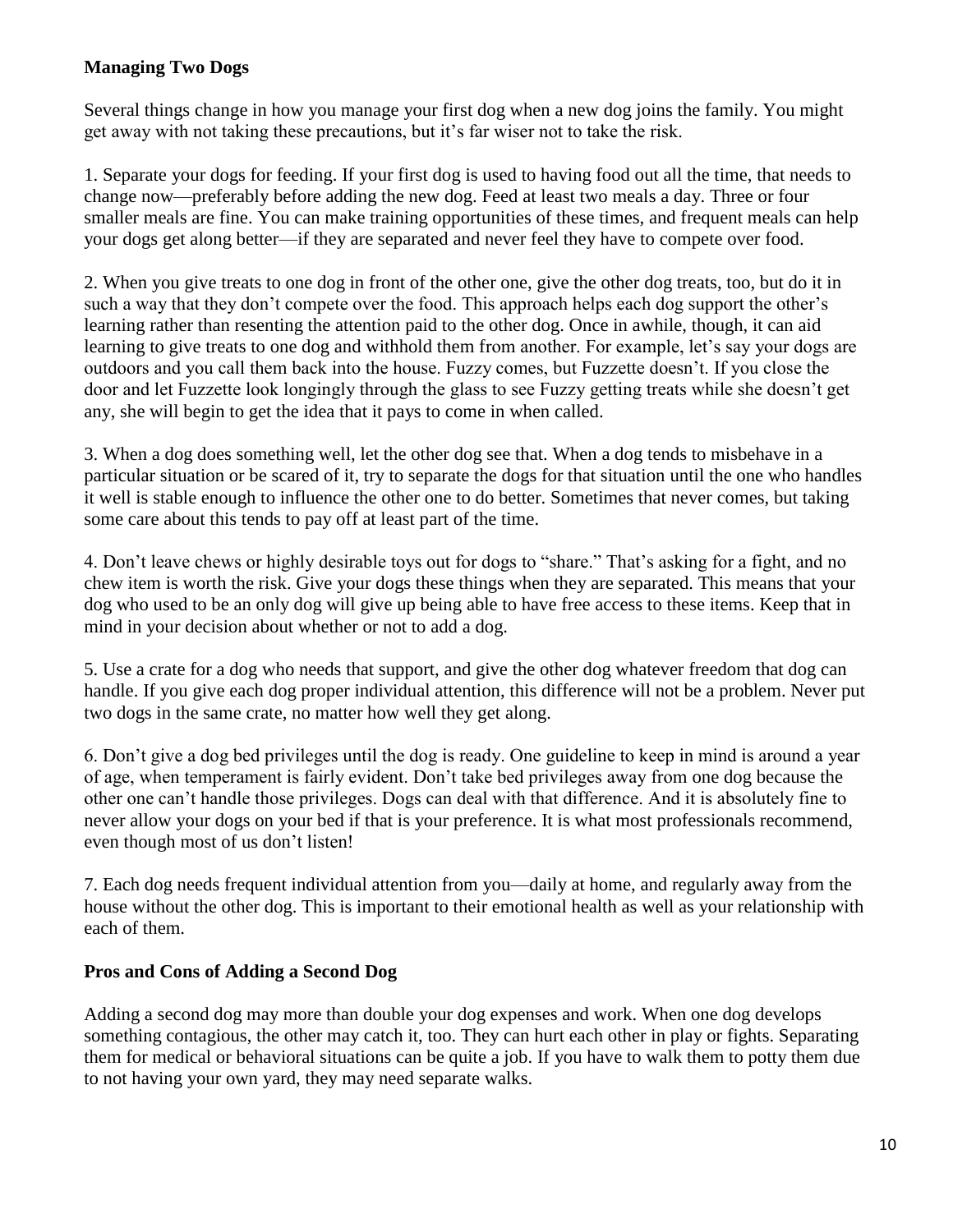## Managing Two Dogs

Several things change in how you manage your first dog when a new dog joins the family. You might get away with not taking these precautions, but it's far wiser not to take the risk.

1. Separate your dogs for feeding. If your first dog is used to having food out all the time, that needs to change now—preferably before adding the new dog. Feed at least two meals a day. Three or four smaller meals are fine. You can make training opportunities of these times, and frequent meals can help your dogs get along better—if they are separated and never feel they have to compete over food.

2. When you give treats to one dog in front of the other one, give the other dog treats, too, but do it in such a way that they don't compete over the food. This approach helps each dog support the other's learning rather than resenting the attention paid to the other dog. Once in awhile, though, it can aid learning to give treats to one dog and withhold them from another. For example, let's say your dogs are outdoors and you call them back into the house. Fuzzy comes, but Fuzzette doesn't. If you close the door and let Fuzzette look longingly through the glass to see Fuzzy getting treats while she doesn't get any, she will begin to get the idea that it pays to come in when called.

3. When a dog does something well, let the other dog see that. When a dog tends to misbehave in a particular situation or be scared of it, try to separate the dogs for that situation until the one who handles it well is stable enough to influence the other one to do better. Sometimes that never comes, but taking some care about this tends to pay off at least part of the time.

4. Don't leave chews or highly desirable toys out for dogs to "share." That's asking for a fight, and no chew item is worth the risk. Give your dogs these things when they are separated. This means that your dog who used to be an only dog will give up being able to have free access to these items. Keep that in mind in your decision about whether or not to add a dog.

5. Use a crate for a dog who needs that support, and give the other dog whatever freedom that dog can handle. If you give each dog proper individual attention, this difference will not be a problem. Never put two dogs in the same crate, no matter how well they get along.

6. Don't give a dog bed privileges until the dog is ready. One guideline to keep in mind is around a year of age, when temperament is fairly evident. Don't take bed privileges away from one dog because the other one can't handle those privileges. Dogs can deal with that difference. And it is absolutely fine to never allow your dogs on your bed if that is your preference. It is what most professionals recommend, even though most of us don't listen!

7. Each dog needs frequent individual attention from you—daily at home, and regularly away from the house without the other dog. This is important to their emotional health as well as your relationship with each of them.

## Pros and Cons of Adding a Second Dog

Adding a second dog may more than double your dog expenses and work. When one dog develops something contagious, the other may catch it, too. They can hurt each other in play or fights. Separating them for medical or behavioral situations can be quite a job. If you have to walk them to potty them due to not having your own yard, they may need separate walks.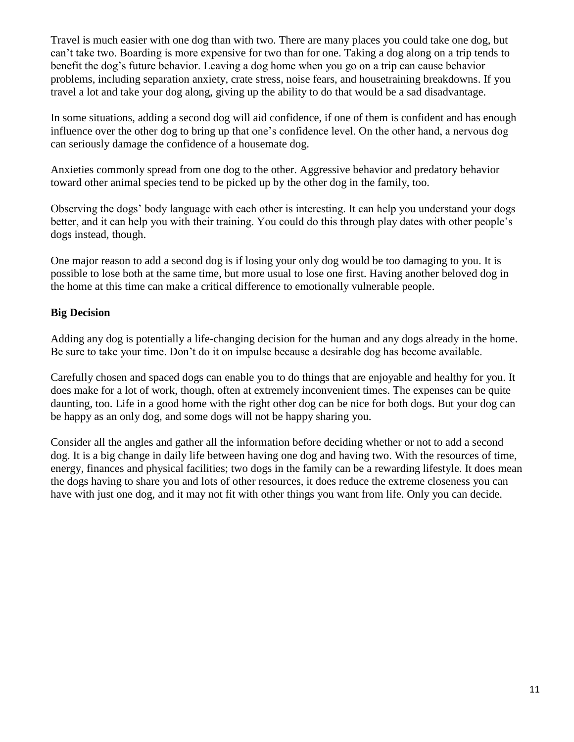Travel is much easier with one dog than with two. There are many places you could take one dog, but can't take two. Boarding is more expensive for two than for one. Taking a dog along on a trip tends to benefit the dog's future behavior. Leaving a dog home when you go on a trip can cause behavior problems, including separation anxiety, crate stress, noise fears, and housetraining breakdowns. If you travel a lot and take your dog along, giving up the ability to do that would be a sad disadvantage.

In some situations, adding a second dog will aid confidence, if one of them is confident and has enough influence over the other dog to bring up that one's confidence level. On the other hand, a nervous dog can seriously damage the confidence of a housemate dog.

Anxieties commonly spread from one dog to the other. Aggressive behavior and predatory behavior toward other animal species tend to be picked up by the other dog in the family, too.

Observing the dogs' body language with each other is interesting. It can help you understand your dogs better, and it can help you with their training. You could do this through play dates with other people's dogs instead, though.

One major reason to add a second dog is if losing your only dog would be too damaging to you. It is possible to lose both at the same time, but more usual to lose one first. Having another beloved dog in the home at this time can make a critical difference to emotionally vulnerable people.

**Big Decision**

Adding any dog is potentially a life-changing decision for the human and any dogs already in the home. Be sure to take your time. Don't do it on impulse because a desirable dog has become available.

Carefully chosen and spaced dogs can enable you to do things that are enjoyable and healthy for you. It does make for a lot of work, though, often at extremely inconvenient times. The expenses can be quite daunting, too. Life in a good home with the right other dog can be nice for both dogs. But your dog can be happy as an only dog, and some dogs will not be happy sharing you.

Consider all the angles and gather all the information before deciding whether or not to add a second dog. It is a big change in daily life between having one dog and having two. With the resources of time, energy, finances and physical facilities; two dogs in the family can be a rewarding lifestyle. It does mean the dogs having to share you and lots of other resources, it does reduce the extreme closeness you can have with just one dog, and it may not fit with other things you want from life. Only you can decide.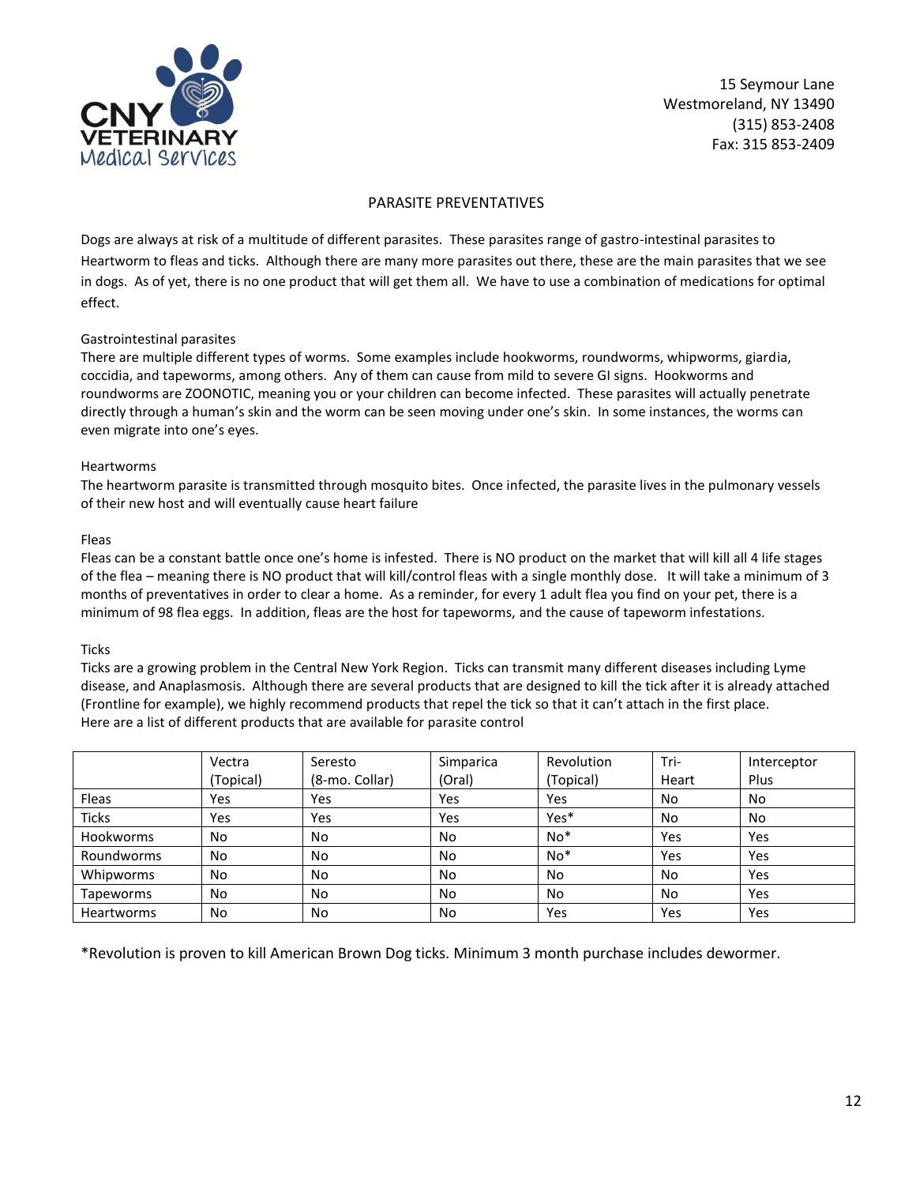15 Seymour Lane
Westmoreland, NY 13490
(315) 853-2408
Fax: 315 853-2409

## PARASITE PREVENTATIVES

Dogs are always at risk of a multitude of different parasites. These parasites range of gastro-intestinal parasites to Heartworm to fleas and ticks. Although there are many more parasites out there, these are the main parasites that we see in dogs. As of yet, there is no one product that will get them all. We have to use a combination of medications for optimal effect.

### Gastrointestinal parasites

There are multiple different types of worms. Some examples include hookworms, roundworms, whipworms, giardia, coccidia, and tapeworms, among others. Any of them can cause from mild to severe GI signs. Hookworms and roundworms are ZOONOTIC, meaning you or your children can become infected. These parasites will actually penetrate directly through a human's skin and the worm can be seen moving under one's skin. In some instances, the worms can even migrate into one's eyes.

### Heartworms

The heartworm parasite is transmitted through mosquito bites. Once infected, the parasite lives in the pulmonary vessels of their new host and will eventually cause heart failure

### Fleas

Fleas can be a constant battle once one's home is infested. There is NO product on the market that will kill all 4 life stages of the flea – meaning there is NO product that will kill/control fleas with a single monthly dose. It will take a minimum of 3 months of preventatives in order to clear a home. As a reminder, for every 1 adult flea you find on your pet, there is a minimum of 98 flea eggs. In addition, fleas are the host for tapeworms, and the cause of tapeworm infestations.

### Ticks

Ticks are a growing problem in the Central New York Region. Ticks can transmit many different diseases including Lyme disease, and Anaplasmosis. Although there are several products that are designed to kill the tick after it is already attached (Frontline for example), we highly recommend products that repel the tick so that it can't attach in the first place.
Here are a list of different products that are available for parasite control

| | Vectra (Topical) | Seresto (8-mo. Collar) | Simparica (Oral) | Revolution (Topical) | Tri-Heart | Interceptor Plus |
|---|---|---|---|---|---|---|
| Fleas | Yes | Yes | Yes | Yes | No | No |
| Ticks | Yes | Yes | Yes | Yes* | No | No |
| Hookworms | No | No | No | No* | Yes | Yes |
| Roundworms | No | No | No | No* | Yes | Yes |
| Whipworms | No | No | No | No | No | Yes |
| Tapeworms | No | No | No | No | No | Yes |
| Heartworms | No | No | No | Yes | Yes | Yes |

*Revolution is proven to kill American Brown Dog ticks. Minimum 3 month purchase includes dewormer.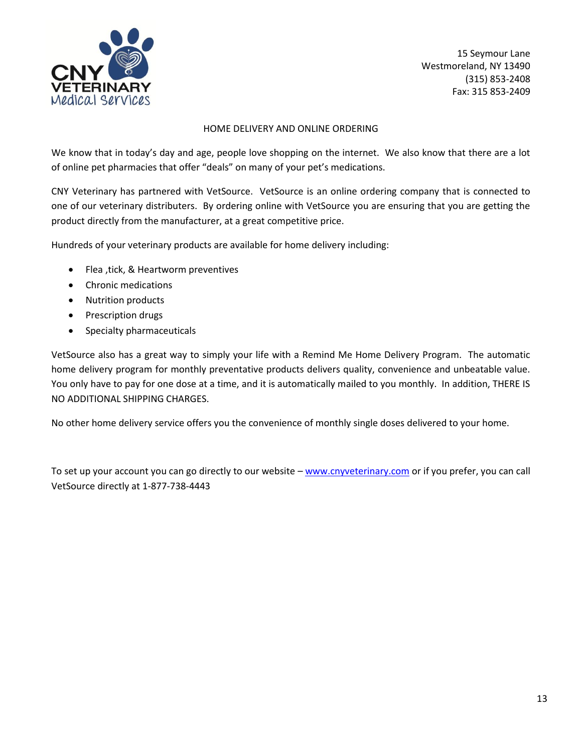CNY VETERINARY Medical Services

15 Seymour Lane
Westmoreland, NY 13490
(315) 853-2408
Fax: 315 853-2409

## HOME DELIVERY AND ONLINE ORDERING

We know that in today's day and age, people love shopping on the internet. We also know that there are a lot of online pet pharmacies that offer "deals" on many of your pet's medications.

CNY Veterinary has partnered with VetSource. VetSource is an online ordering company that is connected to one of our veterinary distributers. By ordering online with VetSource you are ensuring that you are getting the product directly from the manufacturer, at a great competitive price.

Hundreds of your veterinary products are available for home delivery including:

- Flea ,tick, & Heartworm preventives
- Chronic medications
- Nutrition products
- Prescription drugs
- Specialty pharmaceuticals

VetSource also has a great way to simply your life with a Remind Me Home Delivery Program. The automatic home delivery program for monthly preventative products delivers quality, convenience and unbeatable value. You only have to pay for one dose at a time, and it is automatically mailed to you monthly. In addition, THERE IS NO ADDITIONAL SHIPPING CHARGES.

No other home delivery service offers you the convenience of monthly single doses delivered to your home.

To set up your account you can go directly to our website – www.cnyveterinary.com or if you prefer, you can call VetSource directly at 1-877-738-4443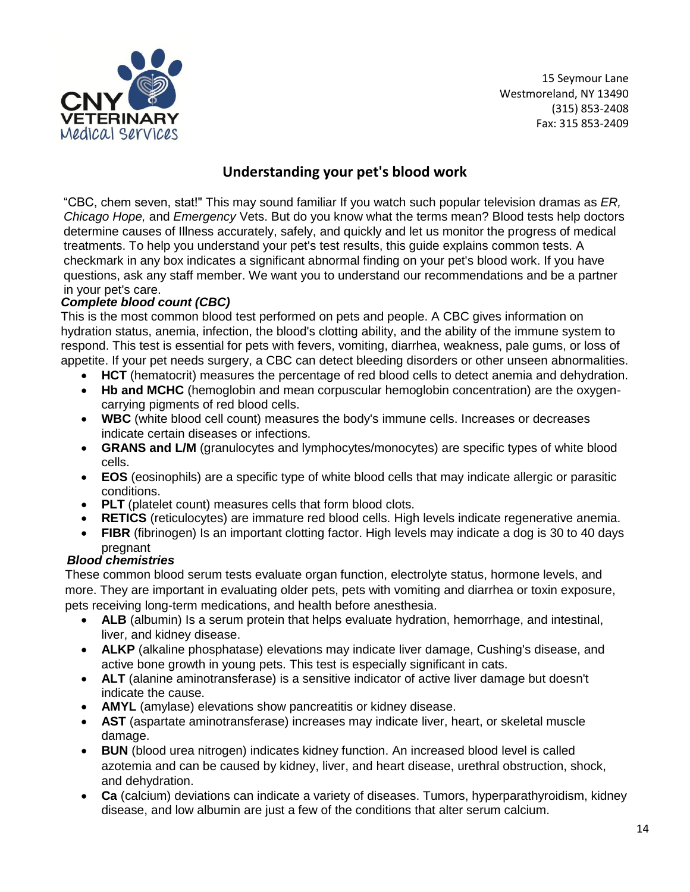CNY VETERINARY Medical Services

15 Seymour Lane
Westmoreland, NY 13490
(315) 853-2408
Fax: 315 853-2409

## Understanding your pet's blood work

"CBC, chem seven, stat!" This may sound familiar If you watch such popular television dramas as *ER, Chicago Hope,* and *Emergency* Vets. But do you know what the terms mean? Blood tests help doctors determine causes of Illness accurately, safely, and quickly and let us monitor the progress of medical treatments. To help you understand your pet's test results, this guide explains common tests. A checkmark in any box indicates a significant abnormal finding on your pet's blood work. If you have questions, ask any staff member. We want you to understand our recommendations and be a partner in your pet's care.

### *Complete blood count (CBC)*

This is the most common blood test performed on pets and people. A CBC gives information on hydration status, anemia, infection, the blood's clotting ability, and the ability of the immune system to respond. This test is essential for pets with fevers, vomiting, diarrhea, weakness, pale gums, or loss of appetite. If your pet needs surgery, a CBC can detect bleeding disorders or other unseen abnormalities.

- **HCT** (hematocrit) measures the percentage of red blood cells to detect anemia and dehydration.
- **Hb and MCHC** (hemoglobin and mean corpuscular hemoglobin concentration) are the oxygen-carrying pigments of red blood cells.
- **WBC** (white blood cell count) measures the body's immune cells. Increases or decreases indicate certain diseases or infections.
- **GRANS and L/M** (granulocytes and lymphocytes/monocytes) are specific types of white blood cells.
- **EOS** (eosinophils) are a specific type of white blood cells that may indicate allergic or parasitic conditions.
- **PLT** (platelet count) measures cells that form blood clots.
- **RETICS** (reticulocytes) are immature red blood cells. High levels indicate regenerative anemia.
- **FIBR** (fibrinogen) Is an important clotting factor. High levels may indicate a dog is 30 to 40 days pregnant

### *Blood chemistries*

These common blood serum tests evaluate organ function, electrolyte status, hormone levels, and more. They are important in evaluating older pets, pets with vomiting and diarrhea or toxin exposure, pets receiving long-term medications, and health before anesthesia.

- **ALB** (albumin) Is a serum protein that helps evaluate hydration, hemorrhage, and intestinal, liver, and kidney disease.
- **ALKP** (alkaline phosphatase) elevations may indicate liver damage, Cushing's disease, and active bone growth in young pets. This test is especially significant in cats.
- **ALT** (alanine aminotransferase) is a sensitive indicator of active liver damage but doesn't indicate the cause.
- **AMYL** (amylase) elevations show pancreatitis or kidney disease.
- **AST** (aspartate aminotransferase) increases may indicate liver, heart, or skeletal muscle damage.
- **BUN** (blood urea nitrogen) indicates kidney function. An increased blood level is called azotemia and can be caused by kidney, liver, and heart disease, urethral obstruction, shock, and dehydration.
- **Ca** (calcium) deviations can indicate a variety of diseases. Tumors, hyperparathyroidism, kidney disease, and low albumin are just a few of the conditions that alter serum calcium.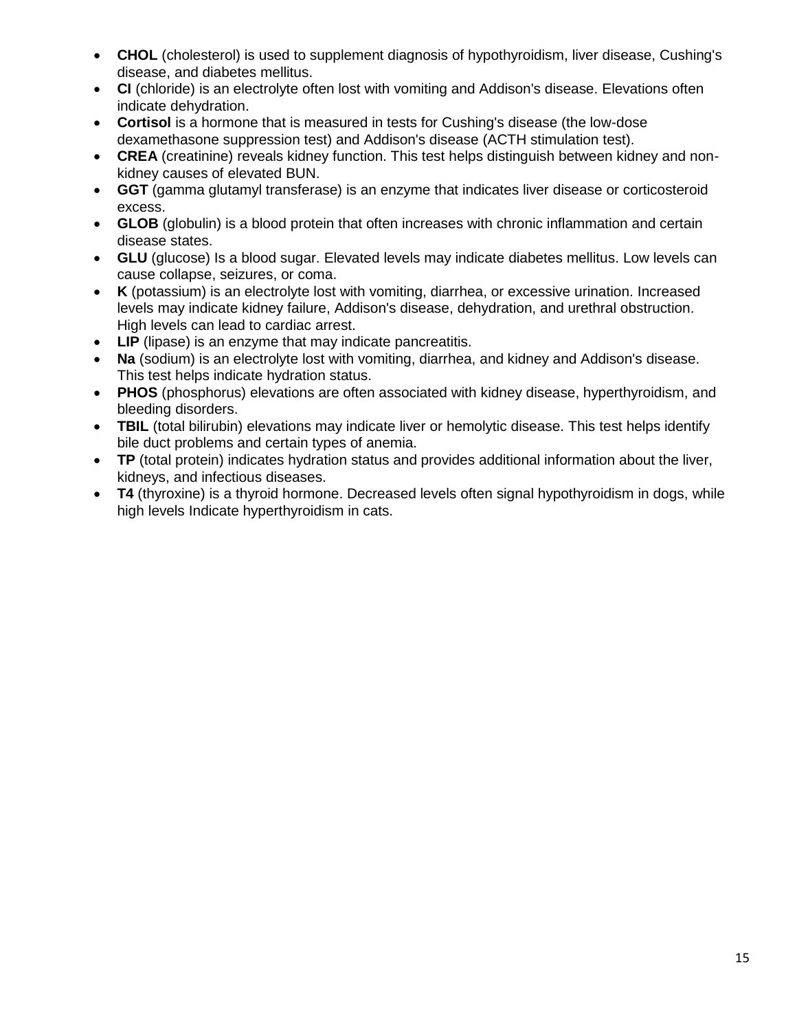- **CHOL** (cholesterol) is used to supplement diagnosis of hypothyroidism, liver disease, Cushing's disease, and diabetes mellitus.
- **Cl** (chloride) is an electrolyte often lost with vomiting and Addison's disease. Elevations often indicate dehydration.
- **Cortisol** is a hormone that is measured in tests for Cushing's disease (the low-dose dexamethasone suppression test) and Addison's disease (ACTH stimulation test).
- **CREA** (creatinine) reveals kidney function. This test helps distinguish between kidney and non-kidney causes of elevated BUN.
- **GGT** (gamma glutamyl transferase) is an enzyme that indicates liver disease or corticosteroid excess.
- **GLOB** (globulin) is a blood protein that often increases with chronic inflammation and certain disease states.
- **GLU** (glucose) Is a blood sugar. Elevated levels may indicate diabetes mellitus. Low levels can cause collapse, seizures, or coma.
- **K** (potassium) is an electrolyte lost with vomiting, diarrhea, or excessive urination. Increased levels may indicate kidney failure, Addison's disease, dehydration, and urethral obstruction. High levels can lead to cardiac arrest.
- **LIP** (lipase) is an enzyme that may indicate pancreatitis.
- **Na** (sodium) is an electrolyte lost with vomiting, diarrhea, and kidney and Addison's disease. This test helps indicate hydration status.
- **PHOS** (phosphorus) elevations are often associated with kidney disease, hyperthyroidism, and bleeding disorders.
- **TBIL** (total bilirubin) elevations may indicate liver or hemolytic disease. This test helps identify bile duct problems and certain types of anemia.
- **TP** (total protein) indicates hydration status and provides additional information about the liver, kidneys, and infectious diseases.
- **T4** (thyroxine) is a thyroid hormone. Decreased levels often signal hypothyroidism in dogs, while high levels Indicate hyperthyroidism in cats.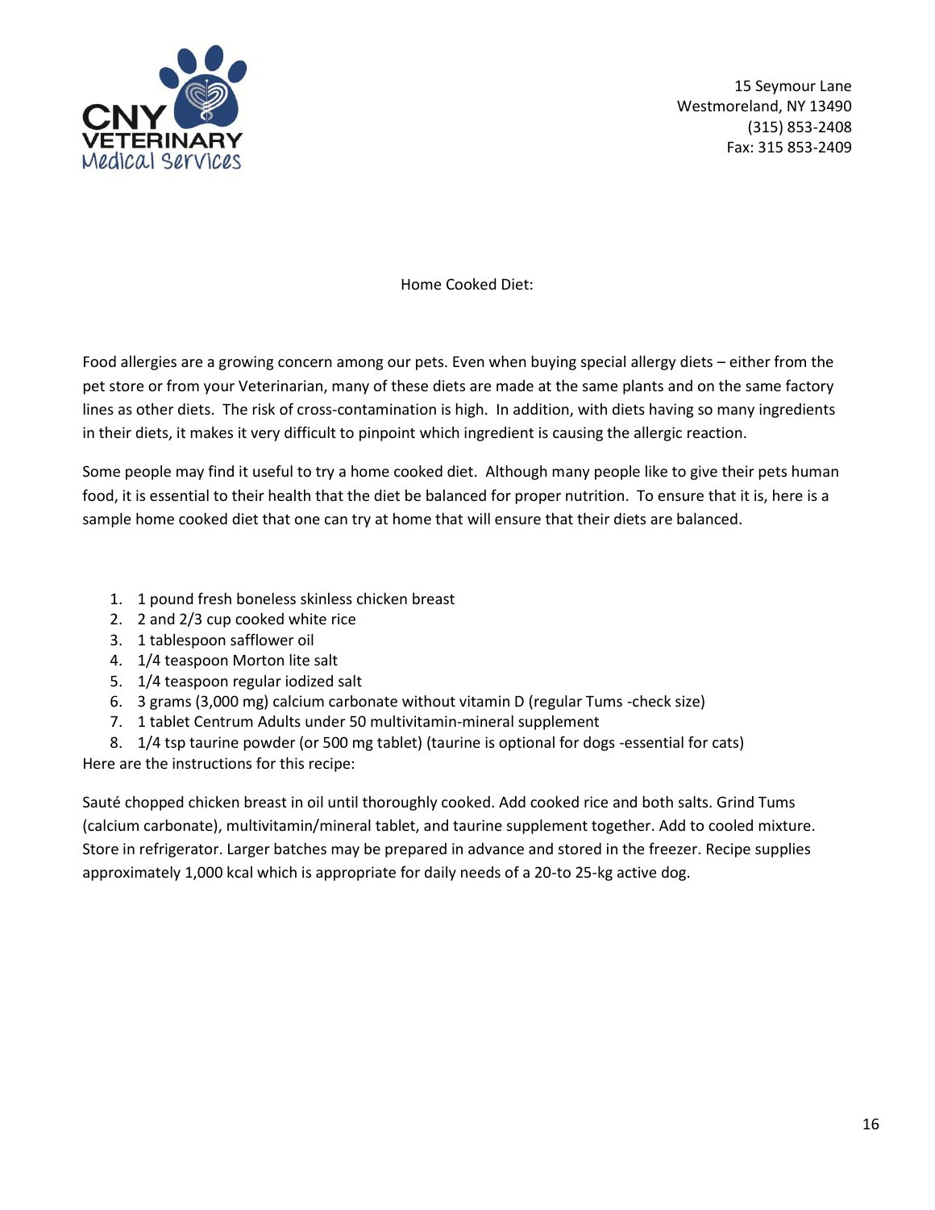15 Seymour Lane
Westmoreland, NY 13490
(315) 853-2408
Fax: 315 853-2409

## Home Cooked Diet:

Food allergies are a growing concern among our pets. Even when buying special allergy diets – either from the pet store or from your Veterinarian, many of these diets are made at the same plants and on the same factory lines as other diets. The risk of cross-contamination is high. In addition, with diets having so many ingredients in their diets, it makes it very difficult to pinpoint which ingredient is causing the allergic reaction.

Some people may find it useful to try a home cooked diet. Although many people like to give their pets human food, it is essential to their health that the diet be balanced for proper nutrition. To ensure that it is, here is a sample home cooked diet that one can try at home that will ensure that their diets are balanced.

1. 1 pound fresh boneless skinless chicken breast
2. 2 and 2/3 cup cooked white rice
3. 1 tablespoon safflower oil
4. 1/4 teaspoon Morton lite salt
5. 1/4 teaspoon regular iodized salt
6. 3 grams (3,000 mg) calcium carbonate without vitamin D (regular Tums -check size)
7. 1 tablet Centrum Adults under 50 multivitamin-mineral supplement
8. 1/4 tsp taurine powder (or 500 mg tablet) (taurine is optional for dogs -essential for cats)

Here are the instructions for this recipe:

Sauté chopped chicken breast in oil until thoroughly cooked. Add cooked rice and both salts. Grind Tums (calcium carbonate), multivitamin/mineral tablet, and taurine supplement together. Add to cooled mixture. Store in refrigerator. Larger batches may be prepared in advance and stored in the freezer. Recipe supplies approximately 1,000 kcal which is appropriate for daily needs of a 20-to 25-kg active dog.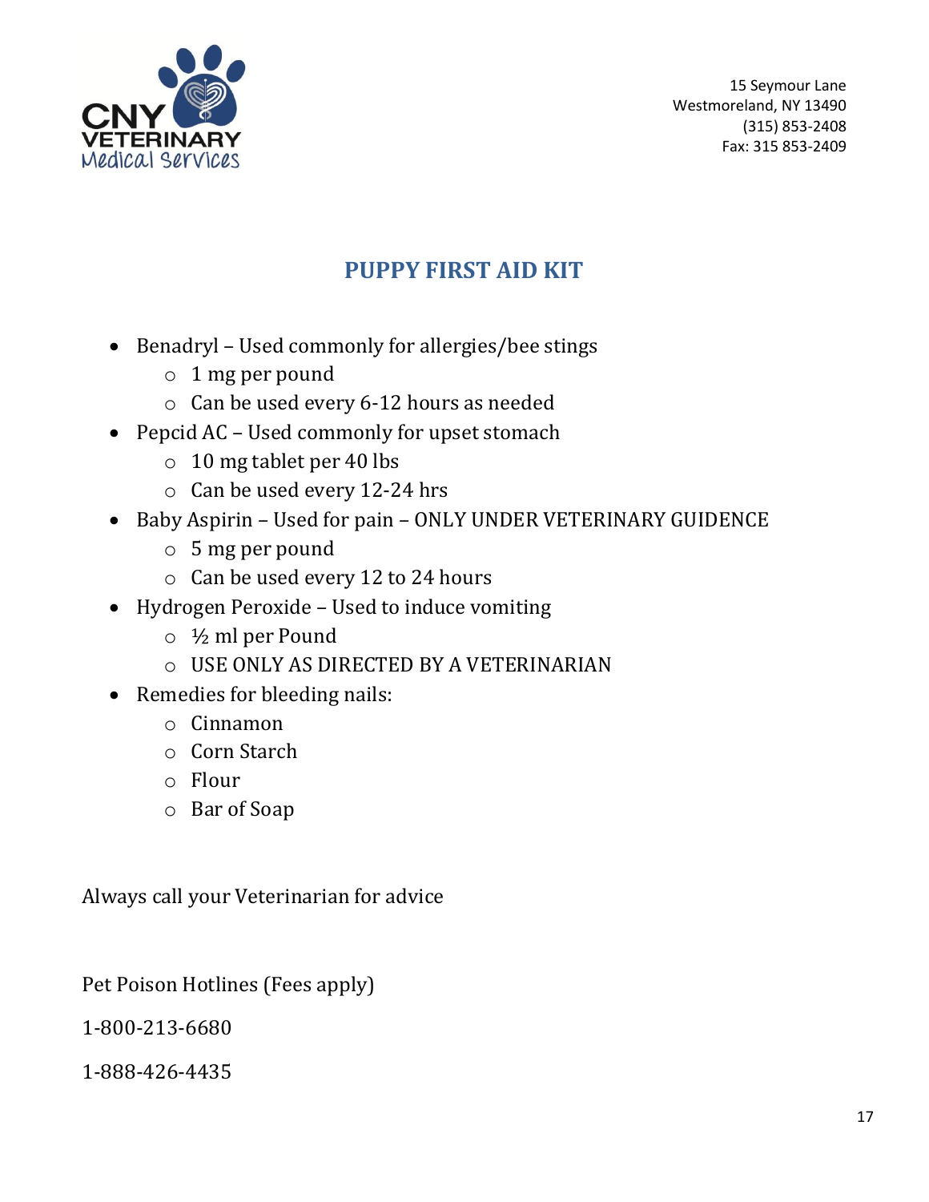CNY VETERINARY Medical Services

15 Seymour Lane
Westmoreland, NY 13490
(315) 853-2408
Fax: 315 853-2409

## PUPPY FIRST AID KIT

- Benadryl – Used commonly for allergies/bee stings
  - 1 mg per pound
  - Can be used every 6-12 hours as needed
- Pepcid AC – Used commonly for upset stomach
  - 10 mg tablet per 40 lbs
  - Can be used every 12-24 hrs
- Baby Aspirin – Used for pain – ONLY UNDER VETERINARY GUIDENCE
  - 5 mg per pound
  - Can be used every 12 to 24 hours
- Hydrogen Peroxide – Used to induce vomiting
  - ½ ml per Pound
  - USE ONLY AS DIRECTED BY A VETERINARIAN
- Remedies for bleeding nails:
  - Cinnamon
  - Corn Starch
  - Flour
  - Bar of Soap

Always call your Veterinarian for advice

Pet Poison Hotlines (Fees apply)

1-800-213-6680

1-888-426-4435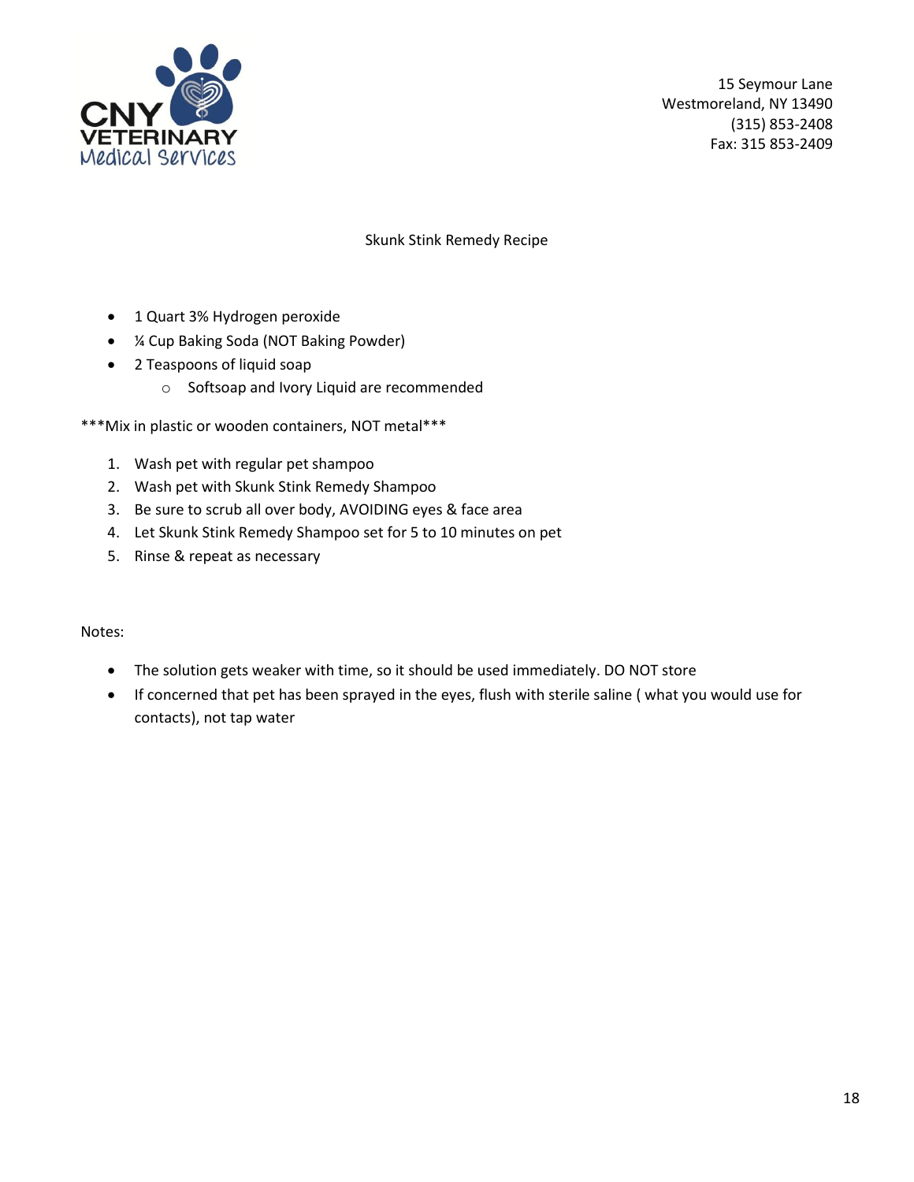CNY VETERINARY Medical Services

15 Seymour Lane
Westmoreland, NY 13490
(315) 853-2408
Fax: 315 853-2409

# Skunk Stink Remedy Recipe

- 1 Quart 3% Hydrogen peroxide
- ¼ Cup Baking Soda (NOT Baking Powder)
- 2 Teaspoons of liquid soap
    - Softsoap and Ivory Liquid are recommended

***Mix in plastic or wooden containers, NOT metal***

1. Wash pet with regular pet shampoo
2. Wash pet with Skunk Stink Remedy Shampoo
3. Be sure to scrub all over body, AVOIDING eyes & face area
4. Let Skunk Stink Remedy Shampoo set for 5 to 10 minutes on pet
5. Rinse & repeat as necessary

Notes:

- The solution gets weaker with time, so it should be used immediately. DO NOT store
- If concerned that pet has been sprayed in the eyes, flush with sterile saline ( what you would use for contacts), not tap water